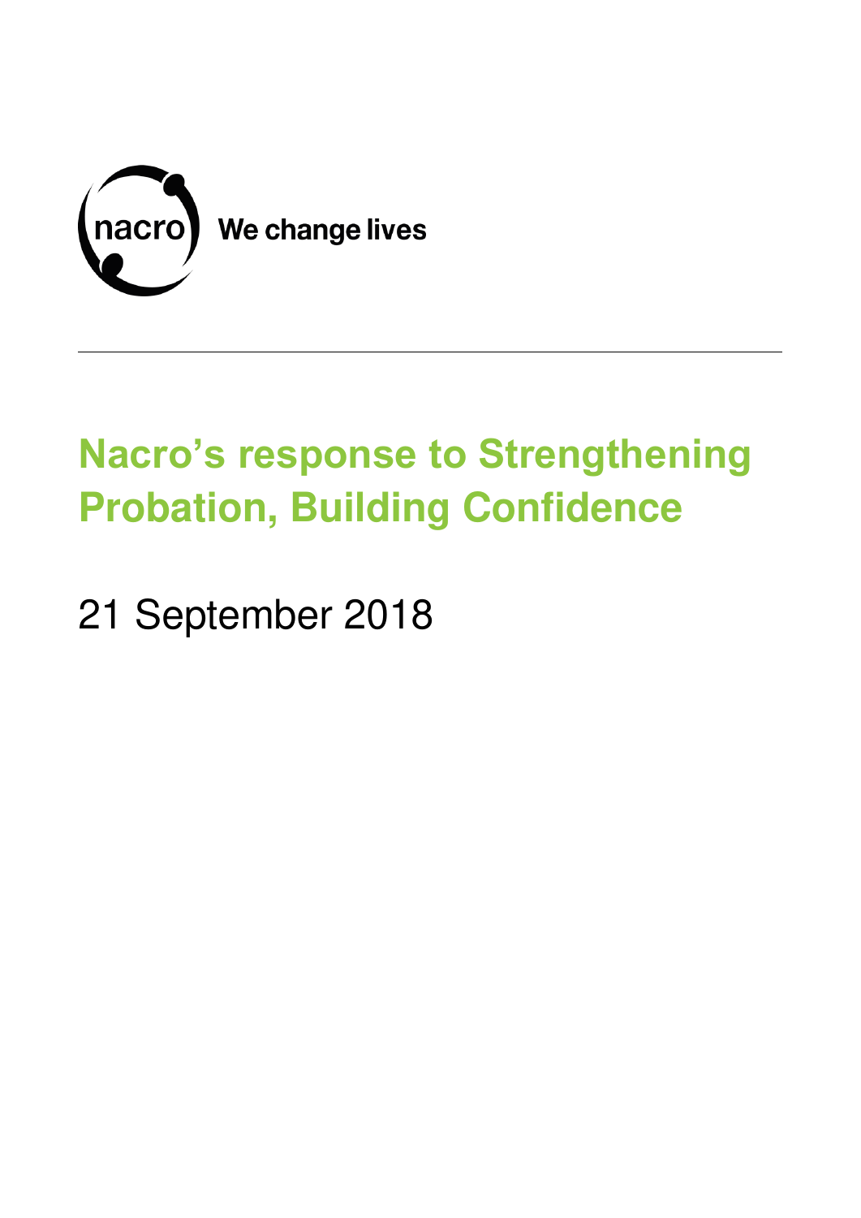nacro We change lives

# Nacro's response to Strengthening Probation, Building Confidence

21 September 2018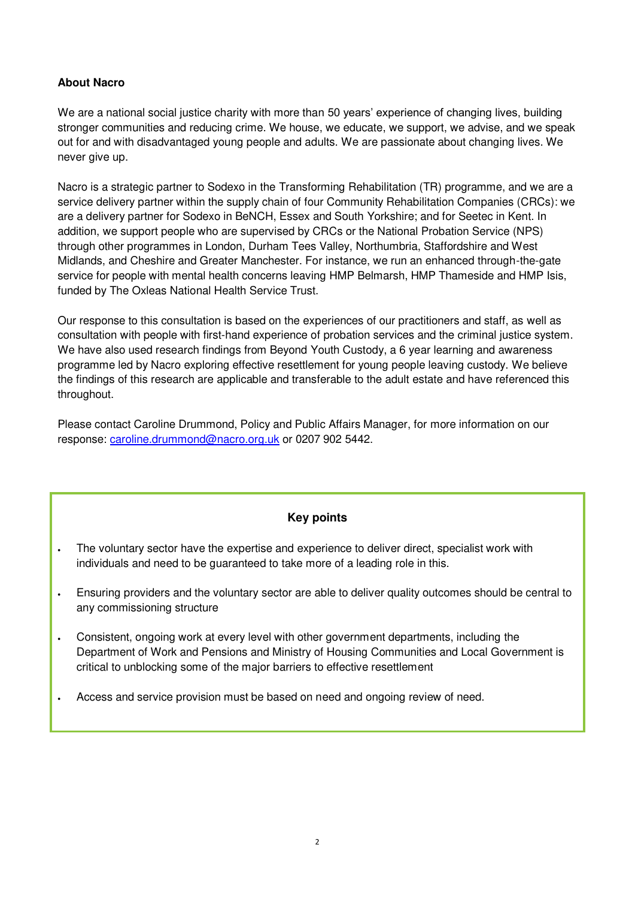**About Nacro**

We are a national social justice charity with more than 50 years' experience of changing lives, building stronger communities and reducing crime. We house, we educate, we support, we advise, and we speak out for and with disadvantaged young people and adults. We are passionate about changing lives. We never give up.

Nacro is a strategic partner to Sodexo in the Transforming Rehabilitation (TR) programme, and we are a service delivery partner within the supply chain of four Community Rehabilitation Companies (CRCs): we are a delivery partner for Sodexo in BeNCH, Essex and South Yorkshire; and for Seetec in Kent. In addition, we support people who are supervised by CRCs or the National Probation Service (NPS) through other programmes in London, Durham Tees Valley, Northumbria, Staffordshire and West Midlands, and Cheshire and Greater Manchester. For instance, we run an enhanced through-the-gate service for people with mental health concerns leaving HMP Belmarsh, HMP Thameside and HMP Isis, funded by The Oxleas National Health Service Trust.

Our response to this consultation is based on the experiences of our practitioners and staff, as well as consultation with people with first-hand experience of probation services and the criminal justice system. We have also used research findings from Beyond Youth Custody, a 6 year learning and awareness programme led by Nacro exploring effective resettlement for young people leaving custody. We believe the findings of this research are applicable and transferable to the adult estate and have referenced this throughout.

Please contact Caroline Drummond, Policy and Public Affairs Manager, for more information on our response: caroline.drummond@nacro.org.uk or 0207 902 5442.

**Key points**

- The voluntary sector have the expertise and experience to deliver direct, specialist work with individuals and need to be guaranteed to take more of a leading role in this.
- Ensuring providers and the voluntary sector are able to deliver quality outcomes should be central to any commissioning structure
- Consistent, ongoing work at every level with other government departments, including the Department of Work and Pensions and Ministry of Housing Communities and Local Government is critical to unblocking some of the major barriers to effective resettlement
- Access and service provision must be based on need and ongoing review of need.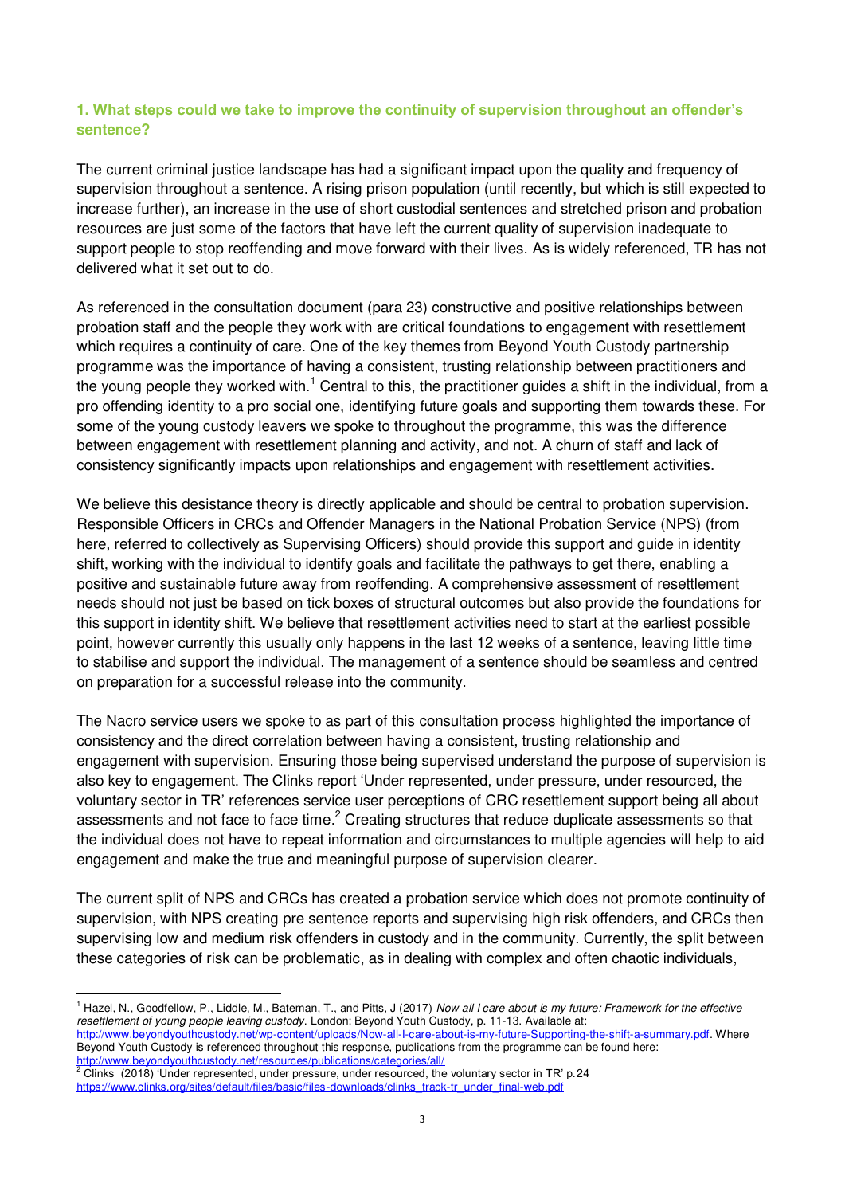### 1. What steps could we take to improve the continuity of supervision throughout an offender's sentence?

The current criminal justice landscape has had a significant impact upon the quality and frequency of supervision throughout a sentence. A rising prison population (until recently, but which is still expected to increase further), an increase in the use of short custodial sentences and stretched prison and probation resources are just some of the factors that have left the current quality of supervision inadequate to support people to stop reoffending and move forward with their lives. As is widely referenced, TR has not delivered what it set out to do.

As referenced in the consultation document (para 23) constructive and positive relationships between probation staff and the people they work with are critical foundations to engagement with resettlement which requires a continuity of care. One of the key themes from Beyond Youth Custody partnership programme was the importance of having a consistent, trusting relationship between practitioners and the young people they worked with.[1] Central to this, the practitioner guides a shift in the individual, from a pro offending identity to a pro social one, identifying future goals and supporting them towards these. For some of the young custody leavers we spoke to throughout the programme, this was the difference between engagement with resettlement planning and activity, and not. A churn of staff and lack of consistency significantly impacts upon relationships and engagement with resettlement activities.

We believe this desistance theory is directly applicable and should be central to probation supervision. Responsible Officers in CRCs and Offender Managers in the National Probation Service (NPS) (from here, referred to collectively as Supervising Officers) should provide this support and guide in identity shift, working with the individual to identify goals and facilitate the pathways to get there, enabling a positive and sustainable future away from reoffending. A comprehensive assessment of resettlement needs should not just be based on tick boxes of structural outcomes but also provide the foundations for this support in identity shift. We believe that resettlement activities need to start at the earliest possible point, however currently this usually only happens in the last 12 weeks of a sentence, leaving little time to stabilise and support the individual. The management of a sentence should be seamless and centred on preparation for a successful release into the community.

The Nacro service users we spoke to as part of this consultation process highlighted the importance of consistency and the direct correlation between having a consistent, trusting relationship and engagement with supervision. Ensuring those being supervised understand the purpose of supervision is also key to engagement. The Clinks report 'Under represented, under pressure, under resourced, the voluntary sector in TR' references service user perceptions of CRC resettlement support being all about assessments and not face to face time.[2] Creating structures that reduce duplicate assessments so that the individual does not have to repeat information and circumstances to multiple agencies will help to aid engagement and make the true and meaningful purpose of supervision clearer.

The current split of NPS and CRCs has created a probation service which does not promote continuity of supervision, with NPS creating pre sentence reports and supervising high risk offenders, and CRCs then supervising low and medium risk offenders in custody and in the community. Currently, the split between these categories of risk can be problematic, as in dealing with complex and often chaotic individuals,

---

[1] Hazel, N., Goodfellow, P., Liddle, M., Bateman, T., and Pitts, J (2017) *Now all I care about is my future: Framework for the effective resettlement of young people leaving custody*. London: Beyond Youth Custody, p. 11-13. Available at: http://www.beyondyouthcustody.net/wp-content/uploads/Now-all-I-care-about-is-my-future-Supporting-the-shift-a-summary.pdf. Where Beyond Youth Custody is referenced throughout this response, publications from the programme can be found here: http://www.beyondyouthcustody.net/resources/publications/categories/all/

[2] Clinks (2018) 'Under represented, under pressure, under resourced, the voluntary sector in TR' p.24 https://www.clinks.org/sites/default/files/basic/files-downloads/clinks_track-tr_under_final-web.pdf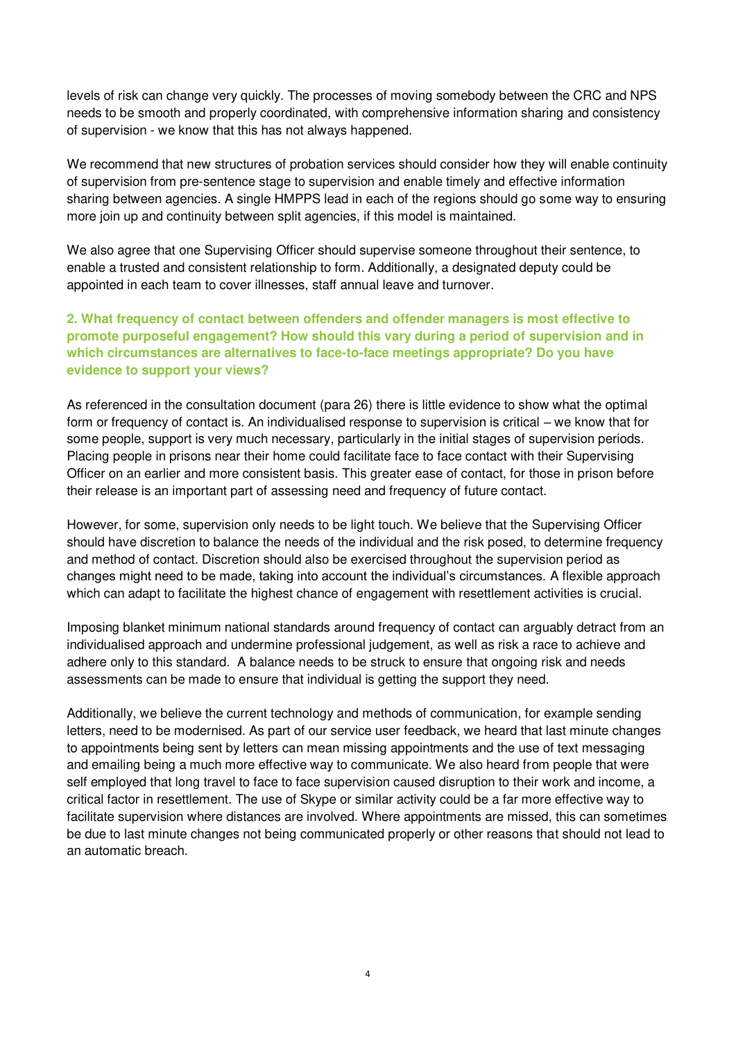levels of risk can change very quickly. The processes of moving somebody between the CRC and NPS needs to be smooth and properly coordinated, with comprehensive information sharing and consistency of supervision - we know that this has not always happened.

We recommend that new structures of probation services should consider how they will enable continuity of supervision from pre-sentence stage to supervision and enable timely and effective information sharing between agencies. A single HMPPS lead in each of the regions should go some way to ensuring more join up and continuity between split agencies, if this model is maintained.

We also agree that one Supervising Officer should supervise someone throughout their sentence, to enable a trusted and consistent relationship to form. Additionally, a designated deputy could be appointed in each team to cover illnesses, staff annual leave and turnover.

### 2. What frequency of contact between offenders and offender managers is most effective to promote purposeful engagement? How should this vary during a period of supervision and in which circumstances are alternatives to face-to-face meetings appropriate? Do you have evidence to support your views?

As referenced in the consultation document (para 26) there is little evidence to show what the optimal form or frequency of contact is. An individualised response to supervision is critical – we know that for some people, support is very much necessary, particularly in the initial stages of supervision periods. Placing people in prisons near their home could facilitate face to face contact with their Supervising Officer on an earlier and more consistent basis. This greater ease of contact, for those in prison before their release is an important part of assessing need and frequency of future contact.

However, for some, supervision only needs to be light touch. We believe that the Supervising Officer should have discretion to balance the needs of the individual and the risk posed, to determine frequency and method of contact. Discretion should also be exercised throughout the supervision period as changes might need to be made, taking into account the individual's circumstances. A flexible approach which can adapt to facilitate the highest chance of engagement with resettlement activities is crucial.

Imposing blanket minimum national standards around frequency of contact can arguably detract from an individualised approach and undermine professional judgement, as well as risk a race to achieve and adhere only to this standard. A balance needs to be struck to ensure that ongoing risk and needs assessments can be made to ensure that individual is getting the support they need.

Additionally, we believe the current technology and methods of communication, for example sending letters, need to be modernised. As part of our service user feedback, we heard that last minute changes to appointments being sent by letters can mean missing appointments and the use of text messaging and emailing being a much more effective way to communicate. We also heard from people that were self employed that long travel to face to face supervision caused disruption to their work and income, a critical factor in resettlement. The use of Skype or similar activity could be a far more effective way to facilitate supervision where distances are involved. Where appointments are missed, this can sometimes be due to last minute changes not being communicated properly or other reasons that should not lead to an automatic breach.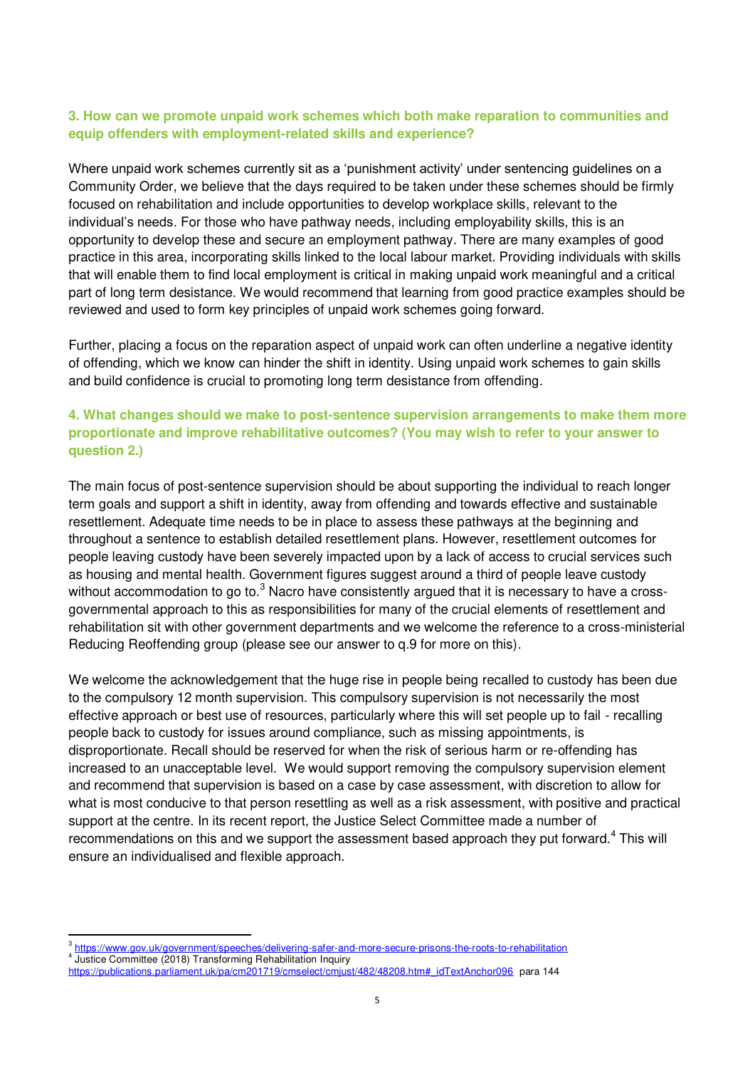### 3. How can we promote unpaid work schemes which both make reparation to communities and equip offenders with employment-related skills and experience?

Where unpaid work schemes currently sit as a 'punishment activity' under sentencing guidelines on a Community Order, we believe that the days required to be taken under these schemes should be firmly focused on rehabilitation and include opportunities to develop workplace skills, relevant to the individual's needs. For those who have pathway needs, including employability skills, this is an opportunity to develop these and secure an employment pathway. There are many examples of good practice in this area, incorporating skills linked to the local labour market. Providing individuals with skills that will enable them to find local employment is critical in making unpaid work meaningful and a critical part of long term desistance. We would recommend that learning from good practice examples should be reviewed and used to form key principles of unpaid work schemes going forward.

Further, placing a focus on the reparation aspect of unpaid work can often underline a negative identity of offending, which we know can hinder the shift in identity. Using unpaid work schemes to gain skills and build confidence is crucial to promoting long term desistance from offending.

### 4. What changes should we make to post-sentence supervision arrangements to make them more proportionate and improve rehabilitative outcomes? (You may wish to refer to your answer to question 2.)

The main focus of post-sentence supervision should be about supporting the individual to reach longer term goals and support a shift in identity, away from offending and towards effective and sustainable resettlement. Adequate time needs to be in place to assess these pathways at the beginning and throughout a sentence to establish detailed resettlement plans. However, resettlement outcomes for people leaving custody have been severely impacted upon by a lack of access to crucial services such as housing and mental health. Government figures suggest around a third of people leave custody without accommodation to go to.[3] Nacro have consistently argued that it is necessary to have a cross-governmental approach to this as responsibilities for many of the crucial elements of resettlement and rehabilitation sit with other government departments and we welcome the reference to a cross-ministerial Reducing Reoffending group (please see our answer to q.9 for more on this).

We welcome the acknowledgement that the huge rise in people being recalled to custody has been due to the compulsory 12 month supervision. This compulsory supervision is not necessarily the most effective approach or best use of resources, particularly where this will set people up to fail - recalling people back to custody for issues around compliance, such as missing appointments, is disproportionate. Recall should be reserved for when the risk of serious harm or re-offending has increased to an unacceptable level. We would support removing the compulsory supervision element and recommend that supervision is based on a case by case assessment, with discretion to allow for what is most conducive to that person resettling as well as a risk assessment, with positive and practical support at the centre. In its recent report, the Justice Select Committee made a number of recommendations on this and we support the assessment based approach they put forward.[4] This will ensure an individualised and flexible approach.

---

[3] https://www.gov.uk/government/speeches/delivering-safer-and-more-secure-prisons-the-roots-to-rehabilitation

[4] Justice Committee (2018) Transforming Rehabilitation Inquiry https://publications.parliament.uk/pa/cm201719/cmselect/cmjust/482/48208.htm#_idTextAnchor096 para 144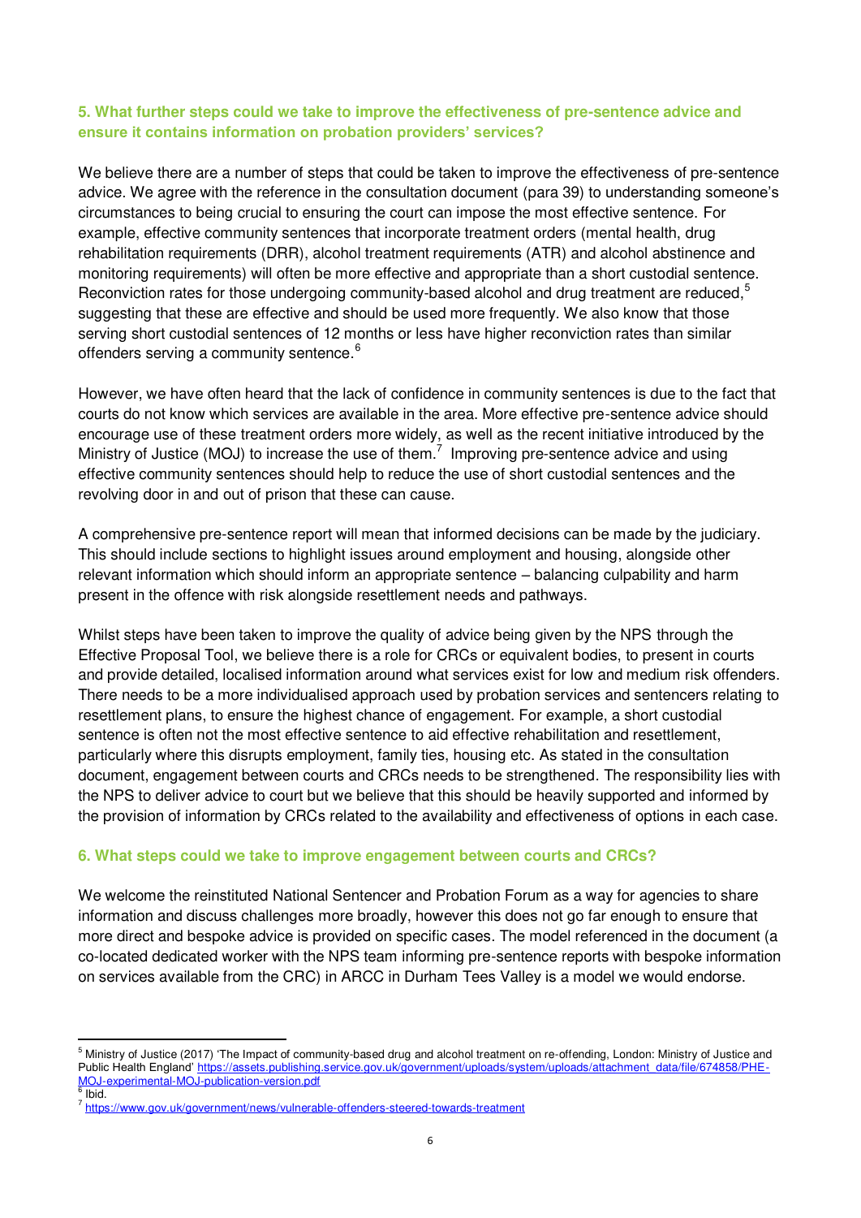### 5. What further steps could we take to improve the effectiveness of pre-sentence advice and ensure it contains information on probation providers' services?

We believe there are a number of steps that could be taken to improve the effectiveness of pre-sentence advice. We agree with the reference in the consultation document (para 39) to understanding someone's circumstances to being crucial to ensuring the court can impose the most effective sentence. For example, effective community sentences that incorporate treatment orders (mental health, drug rehabilitation requirements (DRR), alcohol treatment requirements (ATR) and alcohol abstinence and monitoring requirements) will often be more effective and appropriate than a short custodial sentence. Reconviction rates for those undergoing community-based alcohol and drug treatment are reduced,[5] suggesting that these are effective and should be used more frequently. We also know that those serving short custodial sentences of 12 months or less have higher reconviction rates than similar offenders serving a community sentence.[6]

However, we have often heard that the lack of confidence in community sentences is due to the fact that courts do not know which services are available in the area. More effective pre-sentence advice should encourage use of these treatment orders more widely, as well as the recent initiative introduced by the Ministry of Justice (MOJ) to increase the use of them.[7] Improving pre-sentence advice and using effective community sentences should help to reduce the use of short custodial sentences and the revolving door in and out of prison that these can cause.

A comprehensive pre-sentence report will mean that informed decisions can be made by the judiciary. This should include sections to highlight issues around employment and housing, alongside other relevant information which should inform an appropriate sentence – balancing culpability and harm present in the offence with risk alongside resettlement needs and pathways.

Whilst steps have been taken to improve the quality of advice being given by the NPS through the Effective Proposal Tool, we believe there is a role for CRCs or equivalent bodies, to present in courts and provide detailed, localised information around what services exist for low and medium risk offenders. There needs to be a more individualised approach used by probation services and sentencers relating to resettlement plans, to ensure the highest chance of engagement. For example, a short custodial sentence is often not the most effective sentence to aid effective rehabilitation and resettlement, particularly where this disrupts employment, family ties, housing etc. As stated in the consultation document, engagement between courts and CRCs needs to be strengthened. The responsibility lies with the NPS to deliver advice to court but we believe that this should be heavily supported and informed by the provision of information by CRCs related to the availability and effectiveness of options in each case.

### 6. What steps could we take to improve engagement between courts and CRCs?

We welcome the reinstituted National Sentencer and Probation Forum as a way for agencies to share information and discuss challenges more broadly, however this does not go far enough to ensure that more direct and bespoke advice is provided on specific cases. The model referenced in the document (a co-located dedicated worker with the NPS team informing pre-sentence reports with bespoke information on services available from the CRC) in ARCC in Durham Tees Valley is a model we would endorse.

---

[5] Ministry of Justice (2017) 'The Impact of community-based drug and alcohol treatment on re-offending, London: Ministry of Justice and Public Health England' https://assets.publishing.service.gov.uk/government/uploads/system/uploads/attachment_data/file/674858/PHE-MOJ-experimental-MOJ-publication-version.pdf

[6] Ibid.

[7] https://www.gov.uk/government/news/vulnerable-offenders-steered-towards-treatment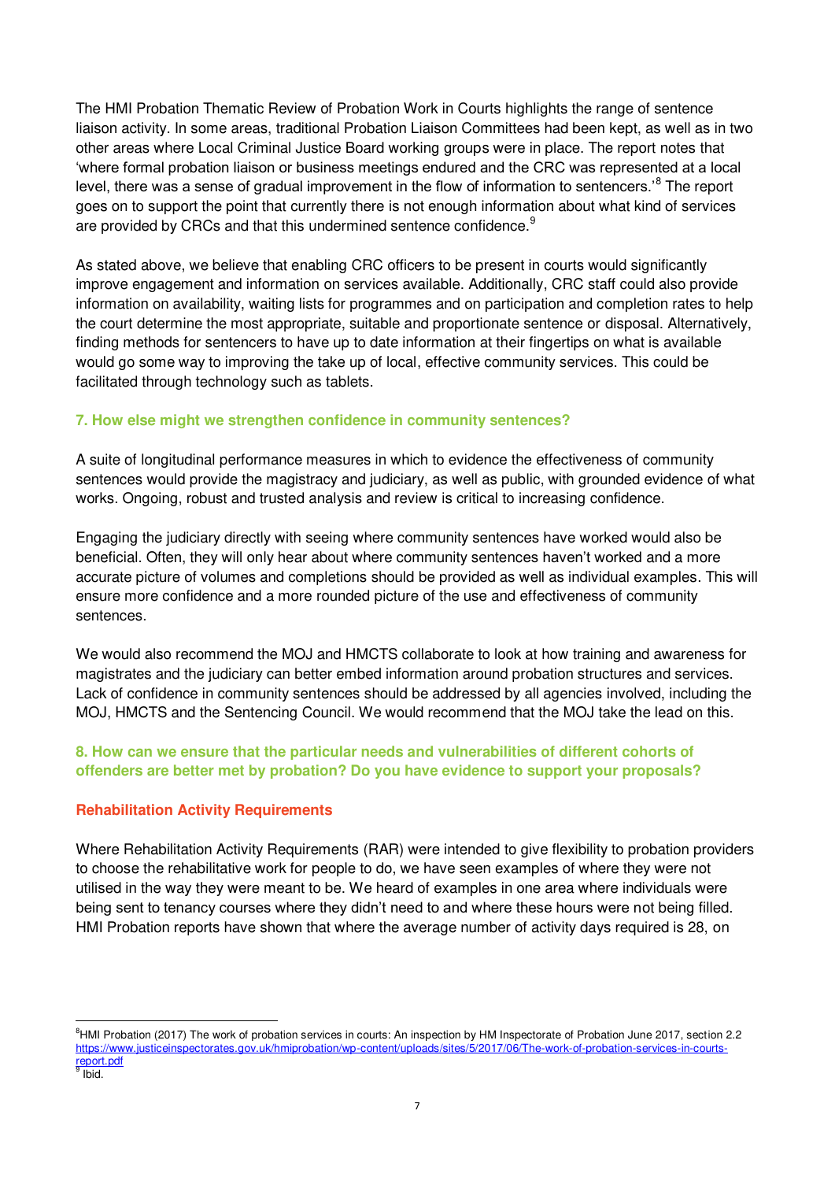The HMI Probation Thematic Review of Probation Work in Courts highlights the range of sentence liaison activity. In some areas, traditional Probation Liaison Committees had been kept, as well as in two other areas where Local Criminal Justice Board working groups were in place. The report notes that 'where formal probation liaison or business meetings endured and the CRC was represented at a local level, there was a sense of gradual improvement in the flow of information to sentencers.'[8] The report goes on to support the point that currently there is not enough information about what kind of services are provided by CRCs and that this undermined sentence confidence.[9]

As stated above, we believe that enabling CRC officers to be present in courts would significantly improve engagement and information on services available. Additionally, CRC staff could also provide information on availability, waiting lists for programmes and on participation and completion rates to help the court determine the most appropriate, suitable and proportionate sentence or disposal. Alternatively, finding methods for sentencers to have up to date information at their fingertips on what is available would go some way to improving the take up of local, effective community services. This could be facilitated through technology such as tablets.

### 7. How else might we strengthen confidence in community sentences?

A suite of longitudinal performance measures in which to evidence the effectiveness of community sentences would provide the magistracy and judiciary, as well as public, with grounded evidence of what works. Ongoing, robust and trusted analysis and review is critical to increasing confidence.

Engaging the judiciary directly with seeing where community sentences have worked would also be beneficial. Often, they will only hear about where community sentences haven't worked and a more accurate picture of volumes and completions should be provided as well as individual examples. This will ensure more confidence and a more rounded picture of the use and effectiveness of community sentences.

We would also recommend the MOJ and HMCTS collaborate to look at how training and awareness for magistrates and the judiciary can better embed information around probation structures and services. Lack of confidence in community sentences should be addressed by all agencies involved, including the MOJ, HMCTS and the Sentencing Council. We would recommend that the MOJ take the lead on this.

### 8. How can we ensure that the particular needs and vulnerabilities of different cohorts of offenders are better met by probation? Do you have evidence to support your proposals?

#### Rehabilitation Activity Requirements

Where Rehabilitation Activity Requirements (RAR) were intended to give flexibility to probation providers to choose the rehabilitative work for people to do, we have seen examples of where they were not utilised in the way they were meant to be. We heard of examples in one area where individuals were being sent to tenancy courses where they didn't need to and where these hours were not being filled. HMI Probation reports have shown that where the average number of activity days required is 28, on

---

[8] HMI Probation (2017) The work of probation services in courts: An inspection by HM Inspectorate of Probation June 2017, section 2.2 https://www.justiceinspectorates.gov.uk/hmiprobation/wp-content/uploads/sites/5/2017/06/The-work-of-probation-services-in-courts-report.pdf

[9] Ibid.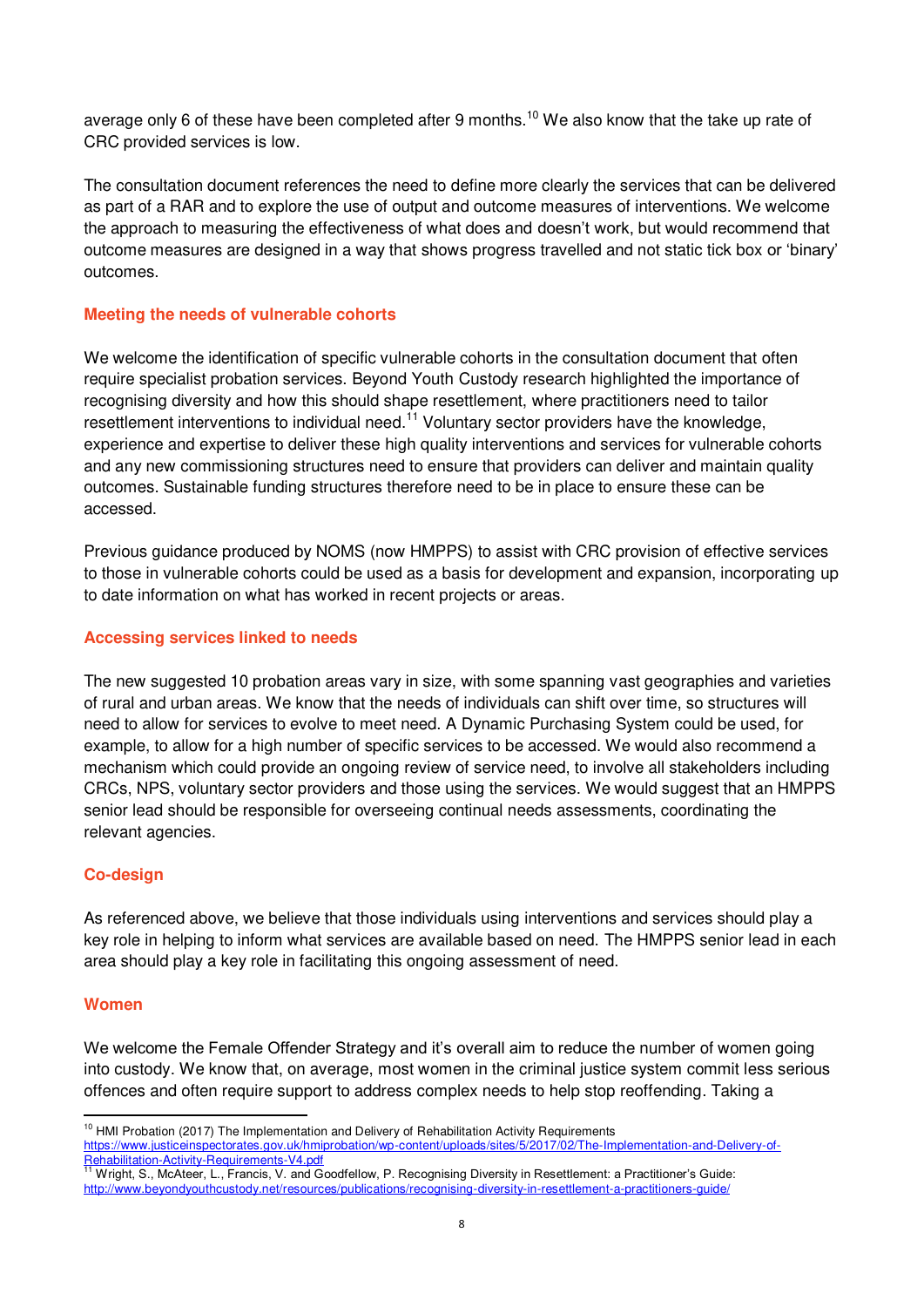average only 6 of these have been completed after 9 months.[10] We also know that the take up rate of CRC provided services is low.

The consultation document references the need to define more clearly the services that can be delivered as part of a RAR and to explore the use of output and outcome measures of interventions. We welcome the approach to measuring the effectiveness of what does and doesn't work, but would recommend that outcome measures are designed in a way that shows progress travelled and not static tick box or 'binary' outcomes.

### Meeting the needs of vulnerable cohorts

We welcome the identification of specific vulnerable cohorts in the consultation document that often require specialist probation services. Beyond Youth Custody research highlighted the importance of recognising diversity and how this should shape resettlement, where practitioners need to tailor resettlement interventions to individual need.[11] Voluntary sector providers have the knowledge, experience and expertise to deliver these high quality interventions and services for vulnerable cohorts and any new commissioning structures need to ensure that providers can deliver and maintain quality outcomes. Sustainable funding structures therefore need to be in place to ensure these can be accessed.

Previous guidance produced by NOMS (now HMPPS) to assist with CRC provision of effective services to those in vulnerable cohorts could be used as a basis for development and expansion, incorporating up to date information on what has worked in recent projects or areas.

### Accessing services linked to needs

The new suggested 10 probation areas vary in size, with some spanning vast geographies and varieties of rural and urban areas. We know that the needs of individuals can shift over time, so structures will need to allow for services to evolve to meet need. A Dynamic Purchasing System could be used, for example, to allow for a high number of specific services to be accessed. We would also recommend a mechanism which could provide an ongoing review of service need, to involve all stakeholders including CRCs, NPS, voluntary sector providers and those using the services. We would suggest that an HMPPS senior lead should be responsible for overseeing continual needs assessments, coordinating the relevant agencies.

### Co-design

As referenced above, we believe that those individuals using interventions and services should play a key role in helping to inform what services are available based on need. The HMPPS senior lead in each area should play a key role in facilitating this ongoing assessment of need.

### Women

We welcome the Female Offender Strategy and it's overall aim to reduce the number of women going into custody. We know that, on average, most women in the criminal justice system commit less serious offences and often require support to address complex needs to help stop reoffending. Taking a

---

[10] HMI Probation (2017) The Implementation and Delivery of Rehabilitation Activity Requirements https://www.justiceinspectorates.gov.uk/hmiprobation/wp-content/uploads/sites/5/2017/02/The-Implementation-and-Delivery-of-Rehabilitation-Activity-Requirements-V4.pdf

[11] Wright, S., McAteer, L., Francis, V. and Goodfellow, P. Recognising Diversity in Resettlement: a Practitioner's Guide: http://www.beyondyouthcustody.net/resources/publications/recognising-diversity-in-resettlement-a-practitioners-guide/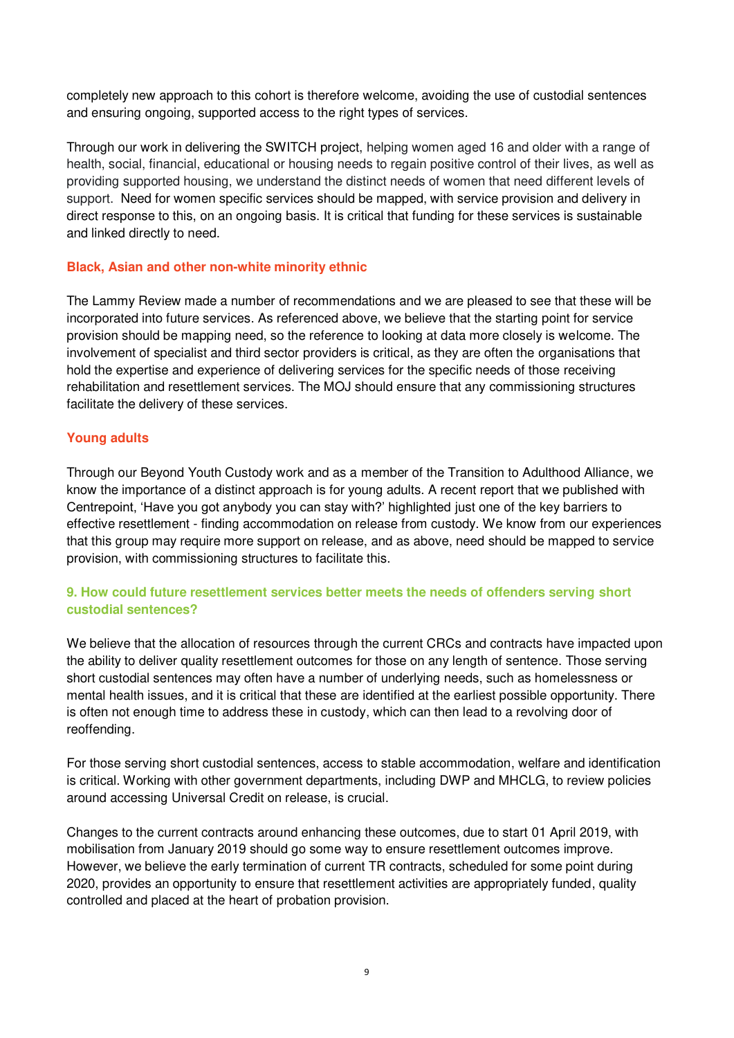completely new approach to this cohort is therefore welcome, avoiding the use of custodial sentences and ensuring ongoing, supported access to the right types of services.

Through our work in delivering the SWITCH project, helping women aged 16 and older with a range of health, social, financial, educational or housing needs to regain positive control of their lives, as well as providing supported housing, we understand the distinct needs of women that need different levels of support. Need for women specific services should be mapped, with service provision and delivery in direct response to this, on an ongoing basis. It is critical that funding for these services is sustainable and linked directly to need.

### Black, Asian and other non-white minority ethnic

The Lammy Review made a number of recommendations and we are pleased to see that these will be incorporated into future services. As referenced above, we believe that the starting point for service provision should be mapping need, so the reference to looking at data more closely is welcome. The involvement of specialist and third sector providers is critical, as they are often the organisations that hold the expertise and experience of delivering services for the specific needs of those receiving rehabilitation and resettlement services. The MOJ should ensure that any commissioning structures facilitate the delivery of these services.

### Young adults

Through our Beyond Youth Custody work and as a member of the Transition to Adulthood Alliance, we know the importance of a distinct approach is for young adults. A recent report that we published with Centrepoint, 'Have you got anybody you can stay with?' highlighted just one of the key barriers to effective resettlement - finding accommodation on release from custody. We know from our experiences that this group may require more support on release, and as above, need should be mapped to service provision, with commissioning structures to facilitate this.

### 9. How could future resettlement services better meets the needs of offenders serving short custodial sentences?

We believe that the allocation of resources through the current CRCs and contracts have impacted upon the ability to deliver quality resettlement outcomes for those on any length of sentence. Those serving short custodial sentences may often have a number of underlying needs, such as homelessness or mental health issues, and it is critical that these are identified at the earliest possible opportunity. There is often not enough time to address these in custody, which can then lead to a revolving door of reoffending.

For those serving short custodial sentences, access to stable accommodation, welfare and identification is critical. Working with other government departments, including DWP and MHCLG, to review policies around accessing Universal Credit on release, is crucial.

Changes to the current contracts around enhancing these outcomes, due to start 01 April 2019, with mobilisation from January 2019 should go some way to ensure resettlement outcomes improve. However, we believe the early termination of current TR contracts, scheduled for some point during 2020, provides an opportunity to ensure that resettlement activities are appropriately funded, quality controlled and placed at the heart of probation provision.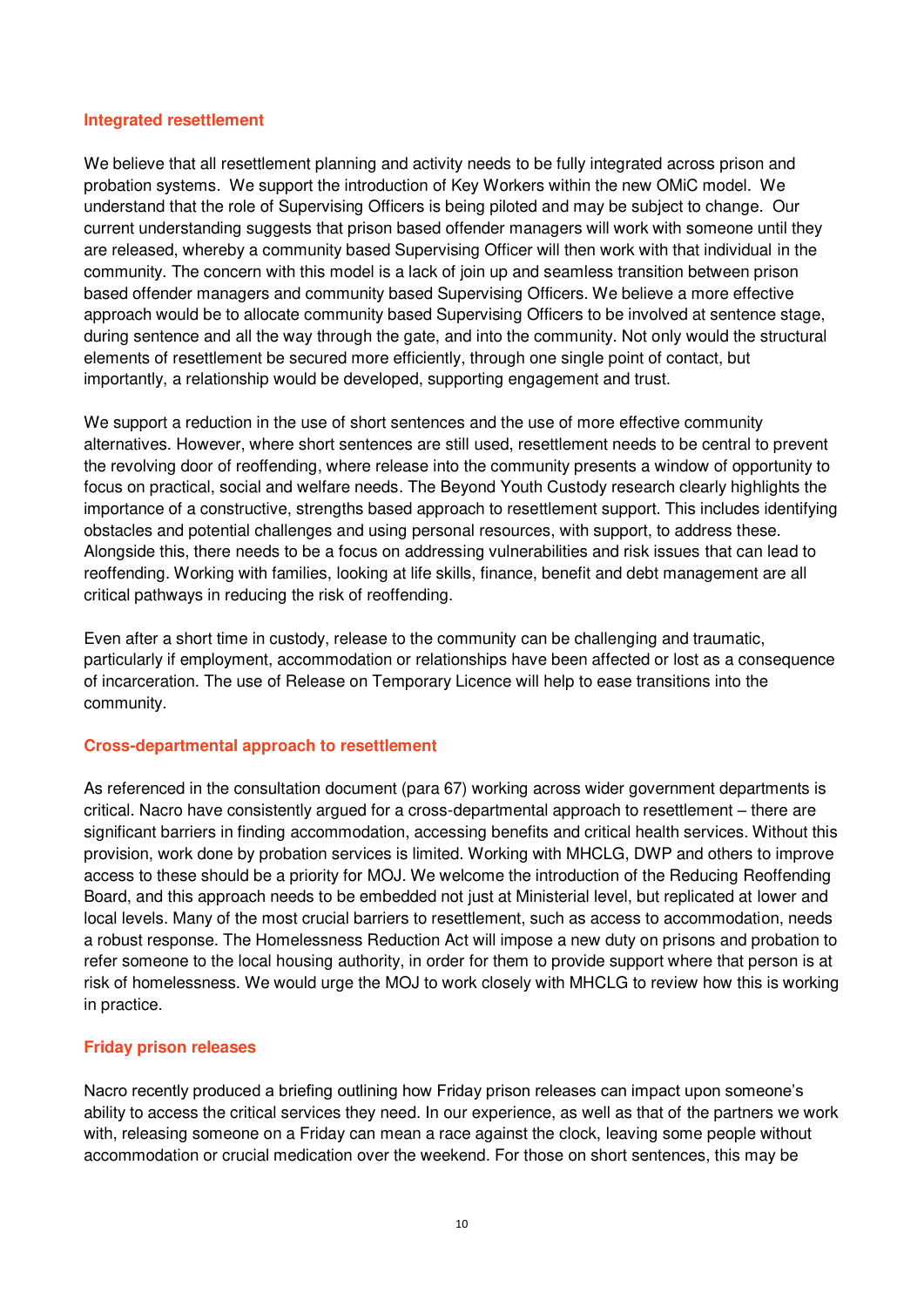### Integrated resettlement

We believe that all resettlement planning and activity needs to be fully integrated across prison and probation systems. We support the introduction of Key Workers within the new OMiC model. We understand that the role of Supervising Officers is being piloted and may be subject to change. Our current understanding suggests that prison based offender managers will work with someone until they are released, whereby a community based Supervising Officer will then work with that individual in the community. The concern with this model is a lack of join up and seamless transition between prison based offender managers and community based Supervising Officers. We believe a more effective approach would be to allocate community based Supervising Officers to be involved at sentence stage, during sentence and all the way through the gate, and into the community. Not only would the structural elements of resettlement be secured more efficiently, through one single point of contact, but importantly, a relationship would be developed, supporting engagement and trust.

We support a reduction in the use of short sentences and the use of more effective community alternatives. However, where short sentences are still used, resettlement needs to be central to prevent the revolving door of reoffending, where release into the community presents a window of opportunity to focus on practical, social and welfare needs. The Beyond Youth Custody research clearly highlights the importance of a constructive, strengths based approach to resettlement support. This includes identifying obstacles and potential challenges and using personal resources, with support, to address these. Alongside this, there needs to be a focus on addressing vulnerabilities and risk issues that can lead to reoffending. Working with families, looking at life skills, finance, benefit and debt management are all critical pathways in reducing the risk of reoffending.

Even after a short time in custody, release to the community can be challenging and traumatic, particularly if employment, accommodation or relationships have been affected or lost as a consequence of incarceration. The use of Release on Temporary Licence will help to ease transitions into the community.

### Cross-departmental approach to resettlement

As referenced in the consultation document (para 67) working across wider government departments is critical. Nacro have consistently argued for a cross-departmental approach to resettlement – there are significant barriers in finding accommodation, accessing benefits and critical health services. Without this provision, work done by probation services is limited. Working with MHCLG, DWP and others to improve access to these should be a priority for MOJ. We welcome the introduction of the Reducing Reoffending Board, and this approach needs to be embedded not just at Ministerial level, but replicated at lower and local levels. Many of the most crucial barriers to resettlement, such as access to accommodation, needs a robust response. The Homelessness Reduction Act will impose a new duty on prisons and probation to refer someone to the local housing authority, in order for them to provide support where that person is at risk of homelessness. We would urge the MOJ to work closely with MHCLG to review how this is working in practice.

### Friday prison releases

Nacro recently produced a briefing outlining how Friday prison releases can impact upon someone's ability to access the critical services they need. In our experience, as well as that of the partners we work with, releasing someone on a Friday can mean a race against the clock, leaving some people without accommodation or crucial medication over the weekend. For those on short sentences, this may be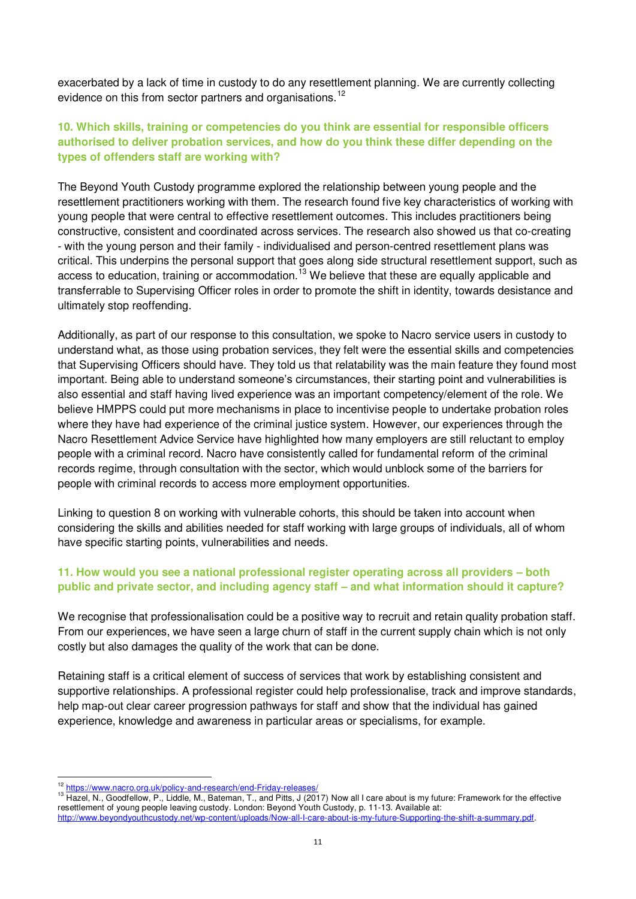exacerbated by a lack of time in custody to do any resettlement planning. We are currently collecting evidence on this from sector partners and organisations.[12]

### 10. Which skills, training or competencies do you think are essential for responsible officers authorised to deliver probation services, and how do you think these differ depending on the types of offenders staff are working with?

The Beyond Youth Custody programme explored the relationship between young people and the resettlement practitioners working with them. The research found five key characteristics of working with young people that were central to effective resettlement outcomes. This includes practitioners being constructive, consistent and coordinated across services. The research also showed us that co-creating - with the young person and their family - individualised and person-centred resettlement plans was critical. This underpins the personal support that goes along side structural resettlement support, such as access to education, training or accommodation.[13] We believe that these are equally applicable and transferrable to Supervising Officer roles in order to promote the shift in identity, towards desistance and ultimately stop reoffending.

Additionally, as part of our response to this consultation, we spoke to Nacro service users in custody to understand what, as those using probation services, they felt were the essential skills and competencies that Supervising Officers should have. They told us that relatability was the main feature they found most important. Being able to understand someone's circumstances, their starting point and vulnerabilities is also essential and staff having lived experience was an important competency/element of the role. We believe HMPPS could put more mechanisms in place to incentivise people to undertake probation roles where they have had experience of the criminal justice system. However, our experiences through the Nacro Resettlement Advice Service have highlighted how many employers are still reluctant to employ people with a criminal record. Nacro have consistently called for fundamental reform of the criminal records regime, through consultation with the sector, which would unblock some of the barriers for people with criminal records to access more employment opportunities.

Linking to question 8 on working with vulnerable cohorts, this should be taken into account when considering the skills and abilities needed for staff working with large groups of individuals, all of whom have specific starting points, vulnerabilities and needs.

### 11. How would you see a national professional register operating across all providers – both public and private sector, and including agency staff – and what information should it capture?

We recognise that professionalisation could be a positive way to recruit and retain quality probation staff. From our experiences, we have seen a large churn of staff in the current supply chain which is not only costly but also damages the quality of the work that can be done.

Retaining staff is a critical element of success of services that work by establishing consistent and supportive relationships. A professional register could help professionalise, track and improve standards, help map-out clear career progression pathways for staff and show that the individual has gained experience, knowledge and awareness in particular areas or specialisms, for example.

---

[12] https://www.nacro.org.uk/policy-and-research/end-Friday-releases/

[13] Hazel, N., Goodfellow, P., Liddle, M., Bateman, T., and Pitts, J (2017) Now all I care about is my future: Framework for the effective resettlement of young people leaving custody. London: Beyond Youth Custody, p. 11-13. Available at: http://www.beyondyouthcustody.net/wp-content/uploads/Now-all-I-care-about-is-my-future-Supporting-the-shift-a-summary.pdf.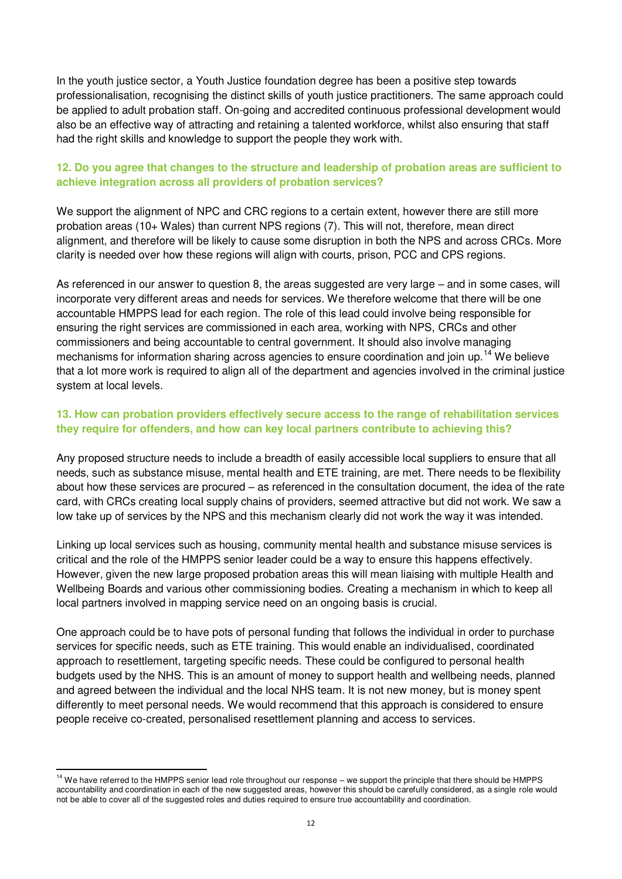In the youth justice sector, a Youth Justice foundation degree has been a positive step towards professionalisation, recognising the distinct skills of youth justice practitioners. The same approach could be applied to adult probation staff. On-going and accredited continuous professional development would also be an effective way of attracting and retaining a talented workforce, whilst also ensuring that staff had the right skills and knowledge to support the people they work with.

### 12. Do you agree that changes to the structure and leadership of probation areas are sufficient to achieve integration across all providers of probation services?

We support the alignment of NPC and CRC regions to a certain extent, however there are still more probation areas (10+ Wales) than current NPS regions (7). This will not, therefore, mean direct alignment, and therefore will be likely to cause some disruption in both the NPS and across CRCs. More clarity is needed over how these regions will align with courts, prison, PCC and CPS regions.

As referenced in our answer to question 8, the areas suggested are very large – and in some cases, will incorporate very different areas and needs for services. We therefore welcome that there will be one accountable HMPPS lead for each region. The role of this lead could involve being responsible for ensuring the right services are commissioned in each area, working with NPS, CRCs and other commissioners and being accountable to central government. It should also involve managing mechanisms for information sharing across agencies to ensure coordination and join up.[14] We believe that a lot more work is required to align all of the department and agencies involved in the criminal justice system at local levels.

### 13. How can probation providers effectively secure access to the range of rehabilitation services they require for offenders, and how can key local partners contribute to achieving this?

Any proposed structure needs to include a breadth of easily accessible local suppliers to ensure that all needs, such as substance misuse, mental health and ETE training, are met. There needs to be flexibility about how these services are procured – as referenced in the consultation document, the idea of the rate card, with CRCs creating local supply chains of providers, seemed attractive but did not work. We saw a low take up of services by the NPS and this mechanism clearly did not work the way it was intended.

Linking up local services such as housing, community mental health and substance misuse services is critical and the role of the HMPPS senior leader could be a way to ensure this happens effectively. However, given the new large proposed probation areas this will mean liaising with multiple Health and Wellbeing Boards and various other commissioning bodies. Creating a mechanism in which to keep all local partners involved in mapping service need on an ongoing basis is crucial.

One approach could be to have pots of personal funding that follows the individual in order to purchase services for specific needs, such as ETE training. This would enable an individualised, coordinated approach to resettlement, targeting specific needs. These could be configured to personal health budgets used by the NHS. This is an amount of money to support health and wellbeing needs, planned and agreed between the individual and the local NHS team. It is not new money, but is money spent differently to meet personal needs. We would recommend that this approach is considered to ensure people receive co-created, personalised resettlement planning and access to services.

---

[14] We have referred to the HMPPS senior lead role throughout our response – we support the principle that there should be HMPPS accountability and coordination in each of the new suggested areas, however this should be carefully considered, as a single role would not be able to cover all of the suggested roles and duties required to ensure true accountability and coordination.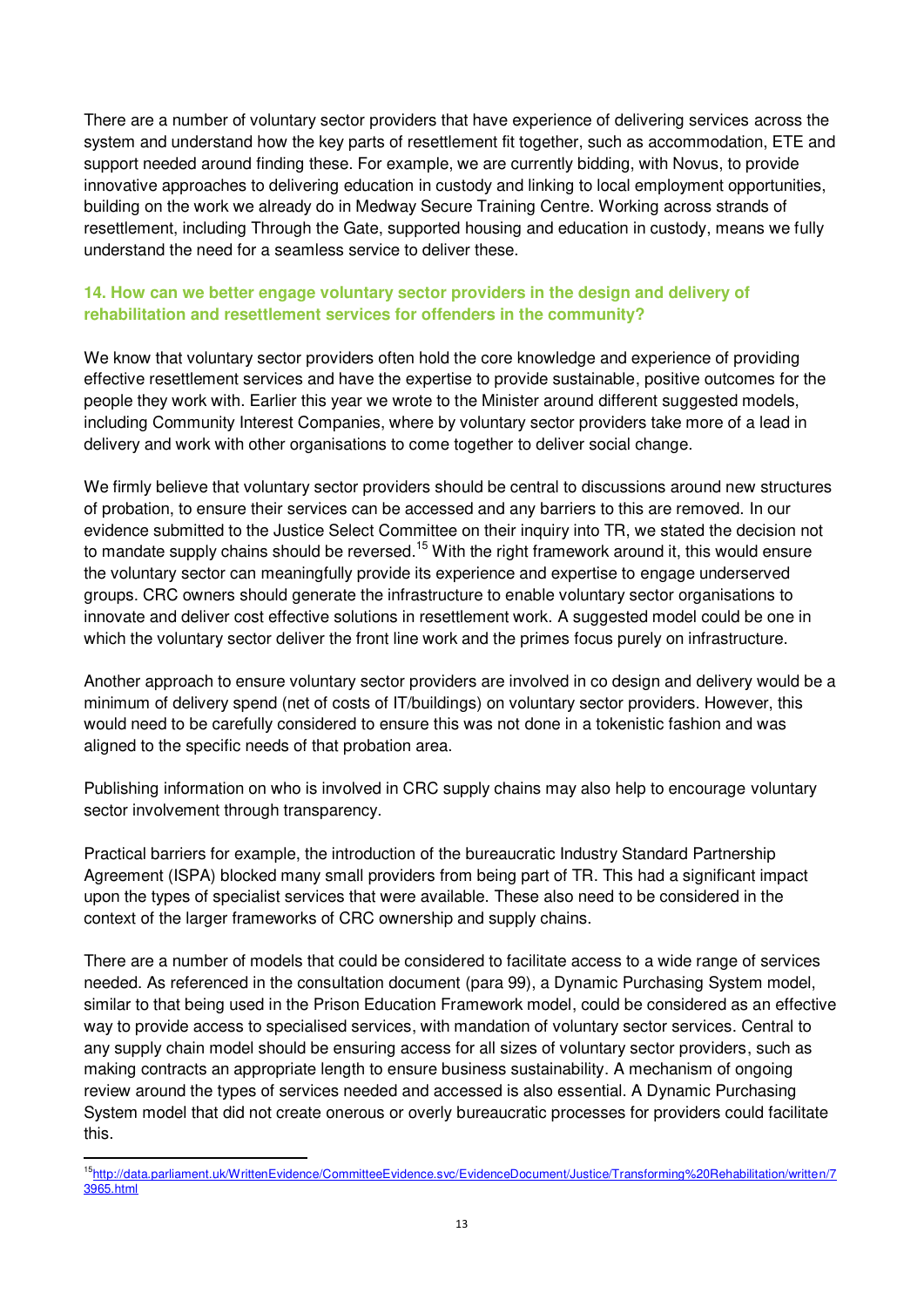There are a number of voluntary sector providers that have experience of delivering services across the system and understand how the key parts of resettlement fit together, such as accommodation, ETE and support needed around finding these. For example, we are currently bidding, with Novus, to provide innovative approaches to delivering education in custody and linking to local employment opportunities, building on the work we already do in Medway Secure Training Centre. Working across strands of resettlement, including Through the Gate, supported housing and education in custody, means we fully understand the need for a seamless service to deliver these.

### 14. How can we better engage voluntary sector providers in the design and delivery of rehabilitation and resettlement services for offenders in the community?

We know that voluntary sector providers often hold the core knowledge and experience of providing effective resettlement services and have the expertise to provide sustainable, positive outcomes for the people they work with. Earlier this year we wrote to the Minister around different suggested models, including Community Interest Companies, where by voluntary sector providers take more of a lead in delivery and work with other organisations to come together to deliver social change.

We firmly believe that voluntary sector providers should be central to discussions around new structures of probation, to ensure their services can be accessed and any barriers to this are removed. In our evidence submitted to the Justice Select Committee on their inquiry into TR, we stated the decision not to mandate supply chains should be reversed.[15] With the right framework around it, this would ensure the voluntary sector can meaningfully provide its experience and expertise to engage underserved groups. CRC owners should generate the infrastructure to enable voluntary sector organisations to innovate and deliver cost effective solutions in resettlement work. A suggested model could be one in which the voluntary sector deliver the front line work and the primes focus purely on infrastructure.

Another approach to ensure voluntary sector providers are involved in co design and delivery would be a minimum of delivery spend (net of costs of IT/buildings) on voluntary sector providers. However, this would need to be carefully considered to ensure this was not done in a tokenistic fashion and was aligned to the specific needs of that probation area.

Publishing information on who is involved in CRC supply chains may also help to encourage voluntary sector involvement through transparency.

Practical barriers for example, the introduction of the bureaucratic Industry Standard Partnership Agreement (ISPA) blocked many small providers from being part of TR. This had a significant impact upon the types of specialist services that were available. These also need to be considered in the context of the larger frameworks of CRC ownership and supply chains.

There are a number of models that could be considered to facilitate access to a wide range of services needed. As referenced in the consultation document (para 99), a Dynamic Purchasing System model, similar to that being used in the Prison Education Framework model, could be considered as an effective way to provide access to specialised services, with mandation of voluntary sector services. Central to any supply chain model should be ensuring access for all sizes of voluntary sector providers, such as making contracts an appropriate length to ensure business sustainability. A mechanism of ongoing review around the types of services needed and accessed is also essential. A Dynamic Purchasing System model that did not create onerous or overly bureaucratic processes for providers could facilitate this.

---

[15] http://data.parliament.uk/WrittenEvidence/CommitteeEvidence.svc/EvidenceDocument/Justice/Transforming%20Rehabilitation/written/73965.html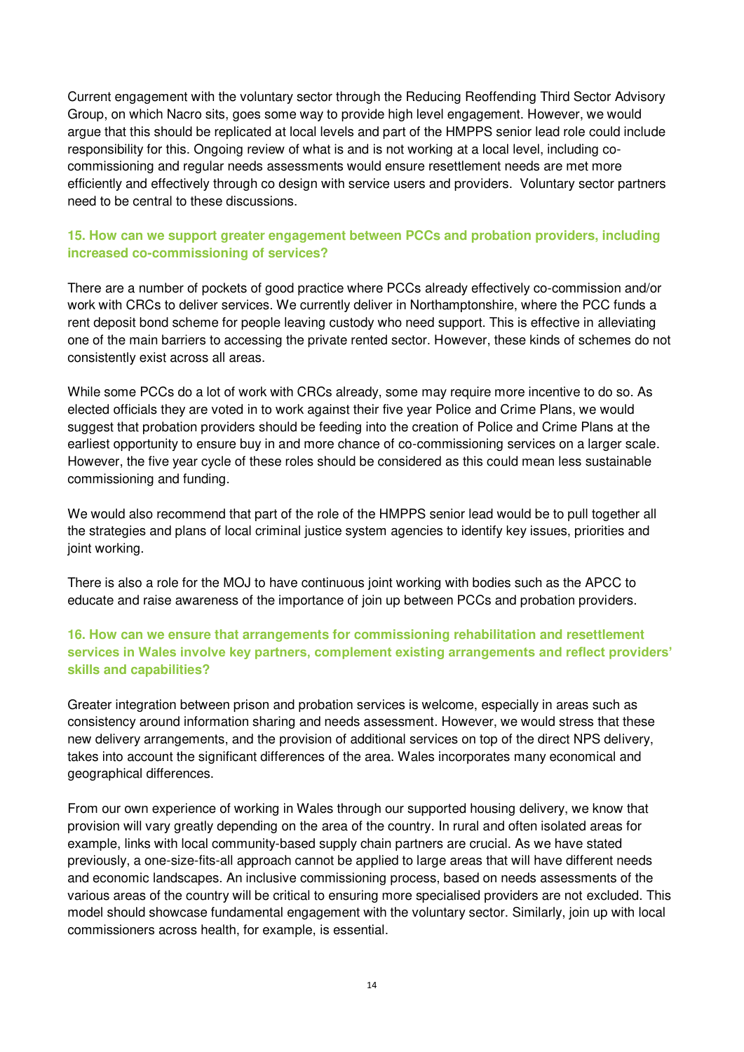Current engagement with the voluntary sector through the Reducing Reoffending Third Sector Advisory Group, on which Nacro sits, goes some way to provide high level engagement. However, we would argue that this should be replicated at local levels and part of the HMPPS senior lead role could include responsibility for this. Ongoing review of what is and is not working at a local level, including co-commissioning and regular needs assessments would ensure resettlement needs are met more efficiently and effectively through co design with service users and providers. Voluntary sector partners need to be central to these discussions.

### 15. How can we support greater engagement between PCCs and probation providers, including increased co-commissioning of services?

There are a number of pockets of good practice where PCCs already effectively co-commission and/or work with CRCs to deliver services. We currently deliver in Northamptonshire, where the PCC funds a rent deposit bond scheme for people leaving custody who need support. This is effective in alleviating one of the main barriers to accessing the private rented sector. However, these kinds of schemes do not consistently exist across all areas.

While some PCCs do a lot of work with CRCs already, some may require more incentive to do so. As elected officials they are voted in to work against their five year Police and Crime Plans, we would suggest that probation providers should be feeding into the creation of Police and Crime Plans at the earliest opportunity to ensure buy in and more chance of co-commissioning services on a larger scale. However, the five year cycle of these roles should be considered as this could mean less sustainable commissioning and funding.

We would also recommend that part of the role of the HMPPS senior lead would be to pull together all the strategies and plans of local criminal justice system agencies to identify key issues, priorities and joint working.

There is also a role for the MOJ to have continuous joint working with bodies such as the APCC to educate and raise awareness of the importance of join up between PCCs and probation providers.

### 16. How can we ensure that arrangements for commissioning rehabilitation and resettlement services in Wales involve key partners, complement existing arrangements and reflect providers' skills and capabilities?

Greater integration between prison and probation services is welcome, especially in areas such as consistency around information sharing and needs assessment. However, we would stress that these new delivery arrangements, and the provision of additional services on top of the direct NPS delivery, takes into account the significant differences of the area. Wales incorporates many economical and geographical differences.

From our own experience of working in Wales through our supported housing delivery, we know that provision will vary greatly depending on the area of the country. In rural and often isolated areas for example, links with local community-based supply chain partners are crucial. As we have stated previously, a one-size-fits-all approach cannot be applied to large areas that will have different needs and economic landscapes. An inclusive commissioning process, based on needs assessments of the various areas of the country will be critical to ensuring more specialised providers are not excluded. This model should showcase fundamental engagement with the voluntary sector. Similarly, join up with local commissioners across health, for example, is essential.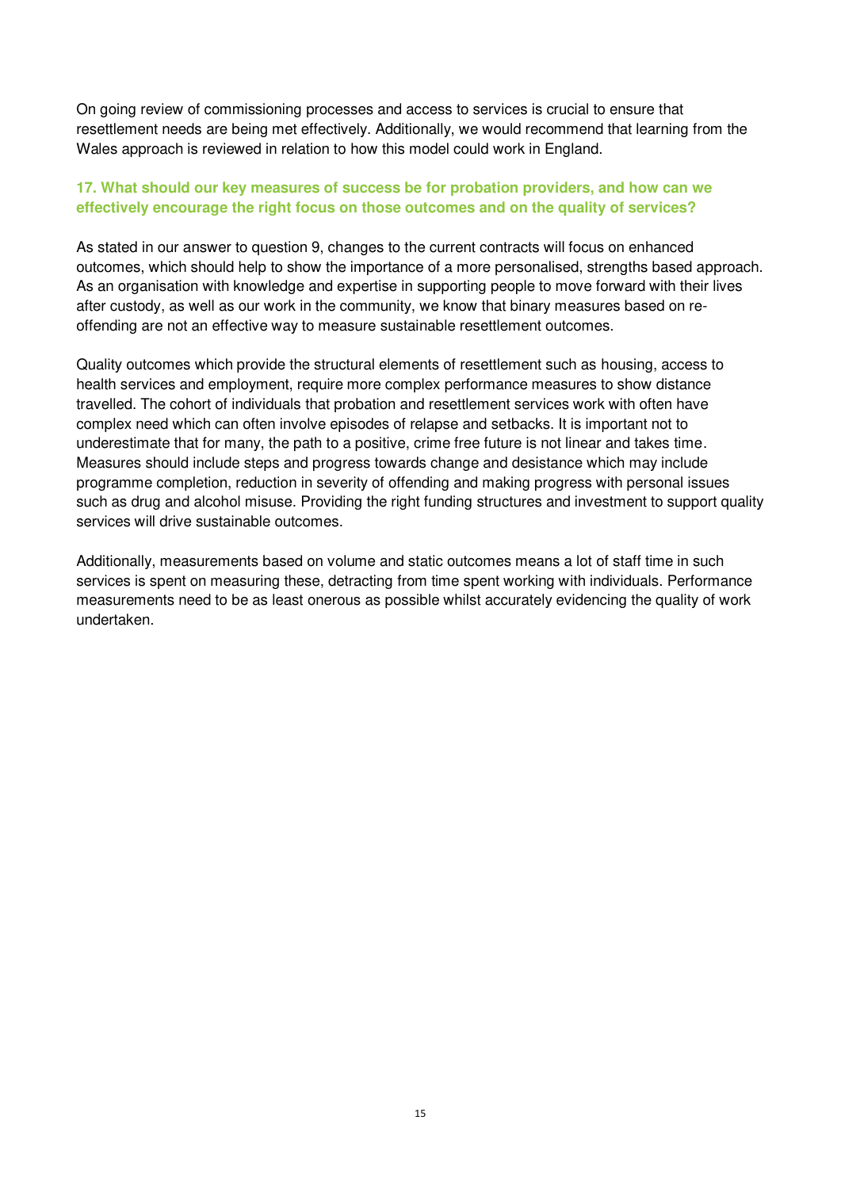On going review of commissioning processes and access to services is crucial to ensure that resettlement needs are being met effectively. Additionally, we would recommend that learning from the Wales approach is reviewed in relation to how this model could work in England.

### 17. What should our key measures of success be for probation providers, and how can we effectively encourage the right focus on those outcomes and on the quality of services?

As stated in our answer to question 9, changes to the current contracts will focus on enhanced outcomes, which should help to show the importance of a more personalised, strengths based approach. As an organisation with knowledge and expertise in supporting people to move forward with their lives after custody, as well as our work in the community, we know that binary measures based on re-offending are not an effective way to measure sustainable resettlement outcomes.

Quality outcomes which provide the structural elements of resettlement such as housing, access to health services and employment, require more complex performance measures to show distance travelled. The cohort of individuals that probation and resettlement services work with often have complex need which can often involve episodes of relapse and setbacks. It is important not to underestimate that for many, the path to a positive, crime free future is not linear and takes time. Measures should include steps and progress towards change and desistance which may include programme completion, reduction in severity of offending and making progress with personal issues such as drug and alcohol misuse. Providing the right funding structures and investment to support quality services will drive sustainable outcomes.

Additionally, measurements based on volume and static outcomes means a lot of staff time in such services is spent on measuring these, detracting from time spent working with individuals. Performance measurements need to be as least onerous as possible whilst accurately evidencing the quality of work undertaken.